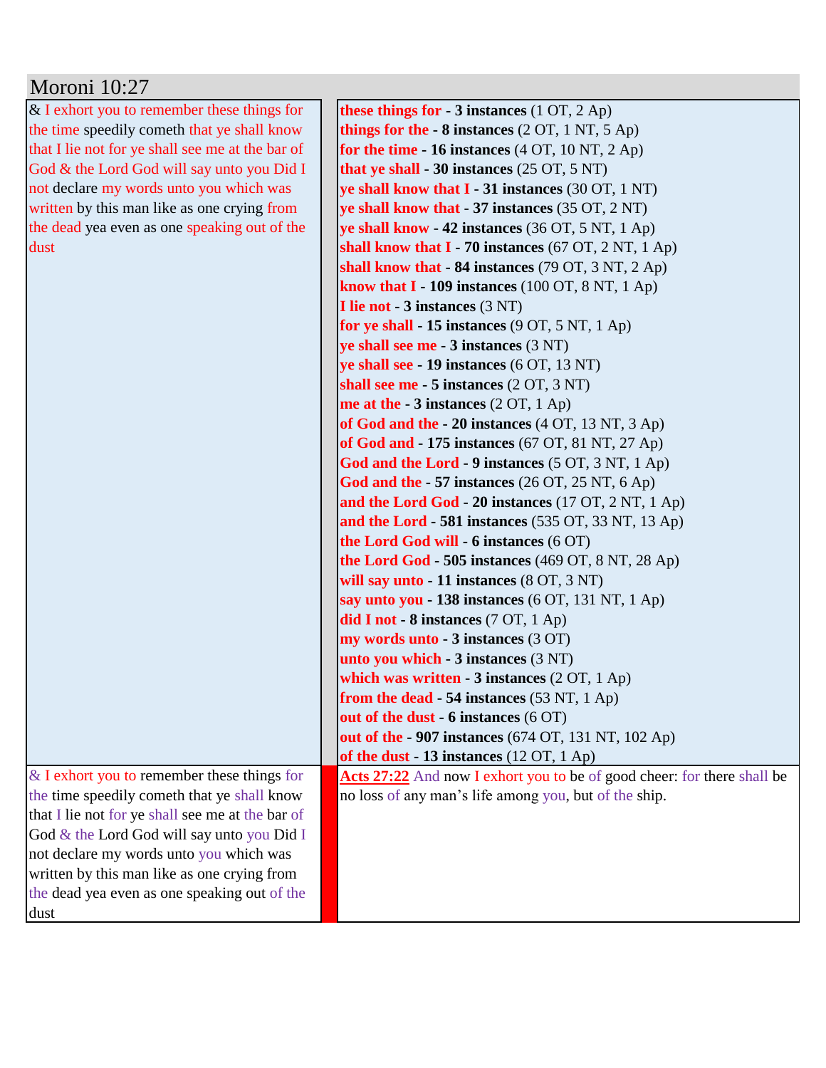## Moroni 10:27

| | |
|---|---|
| & I exhort you to remember these things for the time speedily cometh that ye shall know that I lie not for ye shall see me at the bar of God & the Lord God will say unto you Did I not declare my words unto you which was written by this man like as one crying from the dead yea even as one speaking out of the dust | **these things for** - **3 instances** (1 OT, 2 Ap)<br>**things for the** - **8 instances** (2 OT, 1 NT, 5 Ap)<br>**for the time** - **16 instances** (4 OT, 10 NT, 2 Ap)<br>**that ye shall** - **30 instances** (25 OT, 5 NT)<br>**ye shall know that I** - **31 instances** (30 OT, 1 NT)<br>**ye shall know that** - **37 instances** (35 OT, 2 NT)<br>**ye shall know** - **42 instances** (36 OT, 5 NT, 1 Ap)<br>**shall know that I** - **70 instances** (67 OT, 2 NT, 1 Ap)<br>**shall know that** - **84 instances** (79 OT, 3 NT, 2 Ap)<br>**know that I** - **109 instances** (100 OT, 8 NT, 1 Ap)<br>**I lie not** - **3 instances** (3 NT)<br>**for ye shall** - **15 instances** (9 OT, 5 NT, 1 Ap)<br>**ye shall see me** - **3 instances** (3 NT)<br>**ye shall see** - **19 instances** (6 OT, 13 NT)<br>**shall see me** - **5 instances** (2 OT, 3 NT)<br>**me at the** - **3 instances** (2 OT, 1 Ap)<br>**of God and the** - **20 instances** (4 OT, 13 NT, 3 Ap)<br>**of God and** - **175 instances** (67 OT, 81 NT, 27 Ap)<br>**God and the Lord** - **9 instances** (5 OT, 3 NT, 1 Ap)<br>**God and the** - **57 instances** (26 OT, 25 NT, 6 Ap)<br>**and the Lord God** - **20 instances** (17 OT, 2 NT, 1 Ap)<br>**and the Lord** - **581 instances** (535 OT, 33 NT, 13 Ap)<br>**the Lord God will** - **6 instances** (6 OT)<br>**the Lord God** - **505 instances** (469 OT, 8 NT, 28 Ap)<br>**will say unto** - **11 instances** (8 OT, 3 NT)<br>**say unto you** - **138 instances** (6 OT, 131 NT, 1 Ap)<br>**did I not** - **8 instances** (7 OT, 1 Ap)<br>**my words unto** - **3 instances** (3 OT)<br>**unto you which** - **3 instances** (3 NT)<br>**which was written** - **3 instances** (2 OT, 1 Ap)<br>**from the dead** - **54 instances** (53 NT, 1 Ap)<br>**out of the dust** - **6 instances** (6 OT)<br>**out of the** - **907 instances** (674 OT, 131 NT, 102 Ap)<br>**of the dust** - **13 instances** (12 OT, 1 Ap) |
| & I exhort you to remember these things for the time speedily cometh that ye shall know that I lie not for ye shall see me at the bar of God & the Lord God will say unto you Did I not declare my words unto you which was written by this man like as one crying from the dead yea even as one speaking out of the dust | Acts 27:22 And now I exhort you to be of good cheer: for there shall be no loss of any man's life among you, but of the ship. |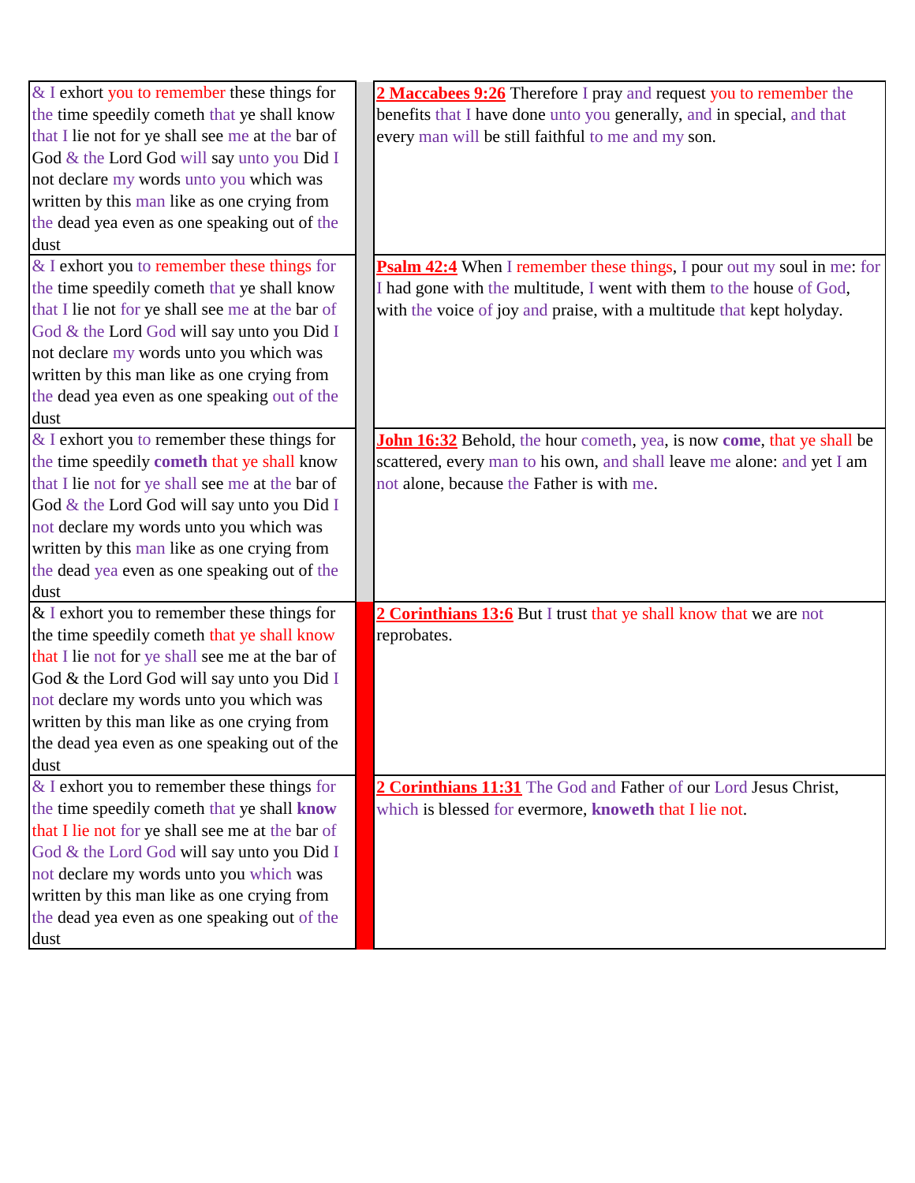| & I exhort you to remember these things for the time speedily cometh that ye shall know that I lie not for ye shall see me at the bar of God & the Lord God will say unto you Did I not declare my words unto you which was written by this man like as one crying from the dead yea even as one speaking out of the dust | | **2 Maccabees 9:26** Therefore I pray and request you to remember the benefits that I have done unto you generally, and in special, and that every man will be still faithful to me and my son. |
|---|---|---|
| & I exhort you to remember these things for the time speedily cometh that ye shall know that I lie not for ye shall see me at the bar of God & the Lord God will say unto you Did I not declare my words unto you which was written by this man like as one crying from the dead yea even as one speaking out of the dust | | **Psalm 42:4** When I remember these things, I pour out my soul in me: for I had gone with the multitude, I went with them to the house of God, with the voice of joy and praise, with a multitude that kept holyday. |
| & I exhort you to remember these things for the time speedily **cometh** that ye shall know that I lie not for ye shall see me at the bar of God & the Lord God will say unto you Did I not declare my words unto you which was written by this man like as one crying from the dead yea even as one speaking out of the dust | | **John 16:32** Behold, the hour cometh, yea, is now **come**, that ye shall be scattered, every man to his own, and shall leave me alone: and yet I am not alone, because the Father is with me. |
| & I exhort you to remember these things for the time speedily cometh that ye shall know that I lie not for ye shall see me at the bar of God & the Lord God will say unto you Did I not declare my words unto you which was written by this man like as one crying from the dead yea even as one speaking out of the dust | | **2 Corinthians 13:6** But I trust that ye shall know that we are not reprobates. |
| & I exhort you to remember these things for the time speedily cometh that ye shall **know** that I lie not for ye shall see me at the bar of God & the Lord God will say unto you Did I not declare my words unto you which was written by this man like as one crying from the dead yea even as one speaking out of the dust | | **2 Corinthians 11:31** The God and Father of our Lord Jesus Christ, which is blessed for evermore, **knoweth** that I lie not. |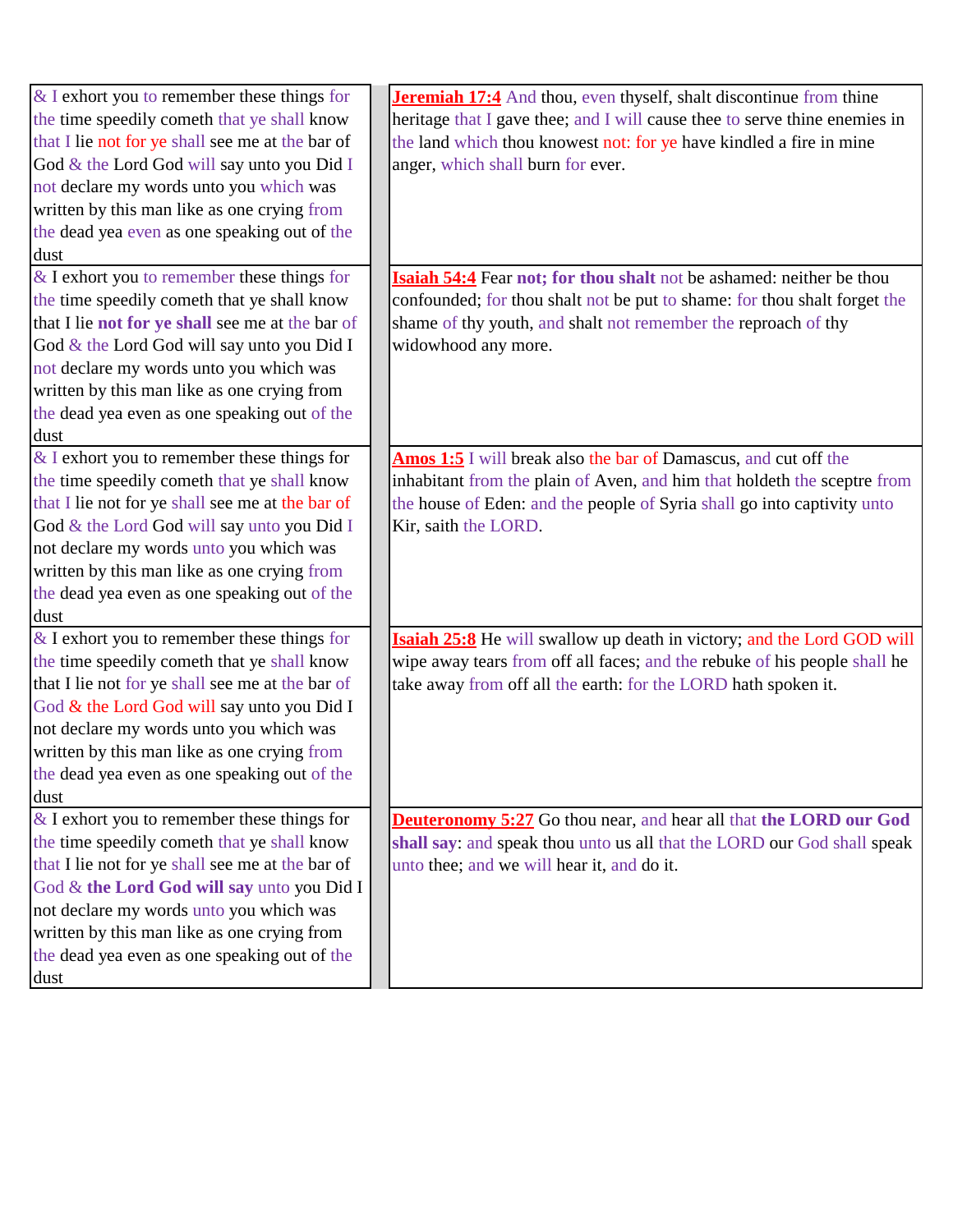| | |
|---|---|
| & I exhort you to remember these things for the time speedily cometh that ye shall know that I lie not for ye shall see me at the bar of God & the Lord God will say unto you Did I not declare my words unto you which was written by this man like as one crying from the dead yea even as one speaking out of the dust | Jeremiah 17:4 And thou, even thyself, shalt discontinue from thine heritage that I gave thee; and I will cause thee to serve thine enemies in the land which thou knowest not: for ye have kindled a fire in mine anger, which shall burn for ever. |
| & I exhort you to remember these things for the time speedily cometh that ye shall know that I lie **not for ye shall** see me at the bar of God & the Lord God will say unto you Did I not declare my words unto you which was written by this man like as one crying from the dead yea even as one speaking out of the dust | Isaiah 54:4 Fear **not; for thou shalt** not be ashamed: neither be thou confounded; for thou shalt not be put to shame: for thou shalt forget the shame of thy youth, and shalt not remember the reproach of thy widowhood any more. |
| & I exhort you to remember these things for the time speedily cometh that ye shall know that I lie not for ye shall see me at the bar of God & the Lord God will say unto you Did I not declare my words unto you which was written by this man like as one crying from the dead yea even as one speaking out of the dust | Amos 1:5 I will break also the bar of Damascus, and cut off the inhabitant from the plain of Aven, and him that holdeth the sceptre from the house of Eden: and the people of Syria shall go into captivity unto Kir, saith the LORD. |
| & I exhort you to remember these things for the time speedily cometh that ye shall know that I lie not for ye shall see me at the bar of God & the Lord God will say unto you Did I not declare my words unto you which was written by this man like as one crying from the dead yea even as one speaking out of the dust | Isaiah 25:8 He will swallow up death in victory; and the Lord GOD will wipe away tears from off all faces; and the rebuke of his people shall he take away from off all the earth: for the LORD hath spoken it. |
| & I exhort you to remember these things for the time speedily cometh that ye shall know that I lie not for ye shall see me at the bar of God & **the Lord God will say** unto you Did I not declare my words unto you which was written by this man like as one crying from the dead yea even as one speaking out of the dust | Deuteronomy 5:27 Go thou near, and hear all that **the LORD our God shall say**: and speak thou unto us all that the LORD our God shall speak unto thee; and we will hear it, and do it. |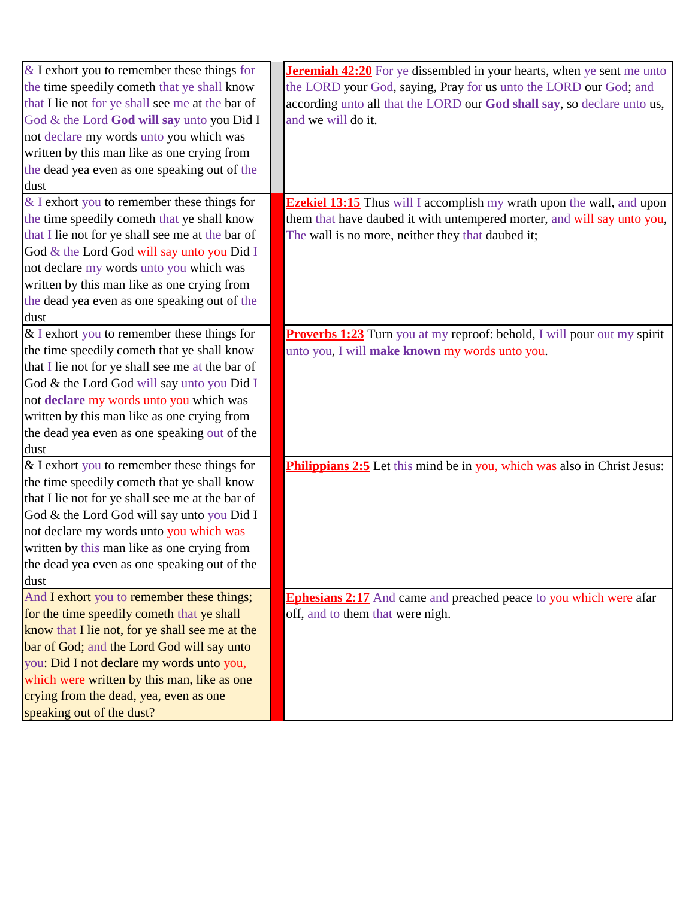| | | |
|---|---|---|
| & I exhort you to remember these things for the time speedily cometh that ye shall know that I lie not for ye shall see me at the bar of God & the Lord **God will say** unto you Did I not declare my words unto you which was written by this man like as one crying from the dead yea even as one speaking out of the dust | | **Jeremiah 42:20** For ye dissembled in your hearts, when ye sent me unto the LORD your God, saying, Pray for us unto the LORD our God; and according unto all that the LORD our **God shall say**, so declare unto us, and we will do it. |
| & I exhort you to remember these things for the time speedily cometh that ye shall know that I lie not for ye shall see me at the bar of God & the Lord God will say unto you Did I not declare my words unto you which was written by this man like as one crying from the dead yea even as one speaking out of the dust | | **Ezekiel 13:15** Thus will I accomplish my wrath upon the wall, and upon them that have daubed it with untempered morter, and will say unto you, The wall is no more, neither they that daubed it; |
| & I exhort you to remember these things for the time speedily cometh that ye shall know that I lie not for ye shall see me at the bar of God & the Lord God will say unto you Did I not **declare** my words unto you which was written by this man like as one crying from the dead yea even as one speaking out of the dust | | **Proverbs 1:23** Turn you at my reproof: behold, I will pour out my spirit unto you, I will **make known** my words unto you. |
| & I exhort you to remember these things for the time speedily cometh that ye shall know that I lie not for ye shall see me at the bar of God & the Lord God will say unto you Did I not declare my words unto you which was written by this man like as one crying from the dead yea even as one speaking out of the dust | | **Philippians 2:5** Let this mind be in you, which was also in Christ Jesus: |
| And I exhort you to remember these things; for the time speedily cometh that ye shall know that I lie not, for ye shall see me at the bar of God; and the Lord God will say unto you: Did I not declare my words unto you, which were written by this man, like as one crying from the dead, yea, even as one speaking out of the dust? | | **Ephesians 2:17** And came and preached peace to you which were afar off, and to them that were nigh. |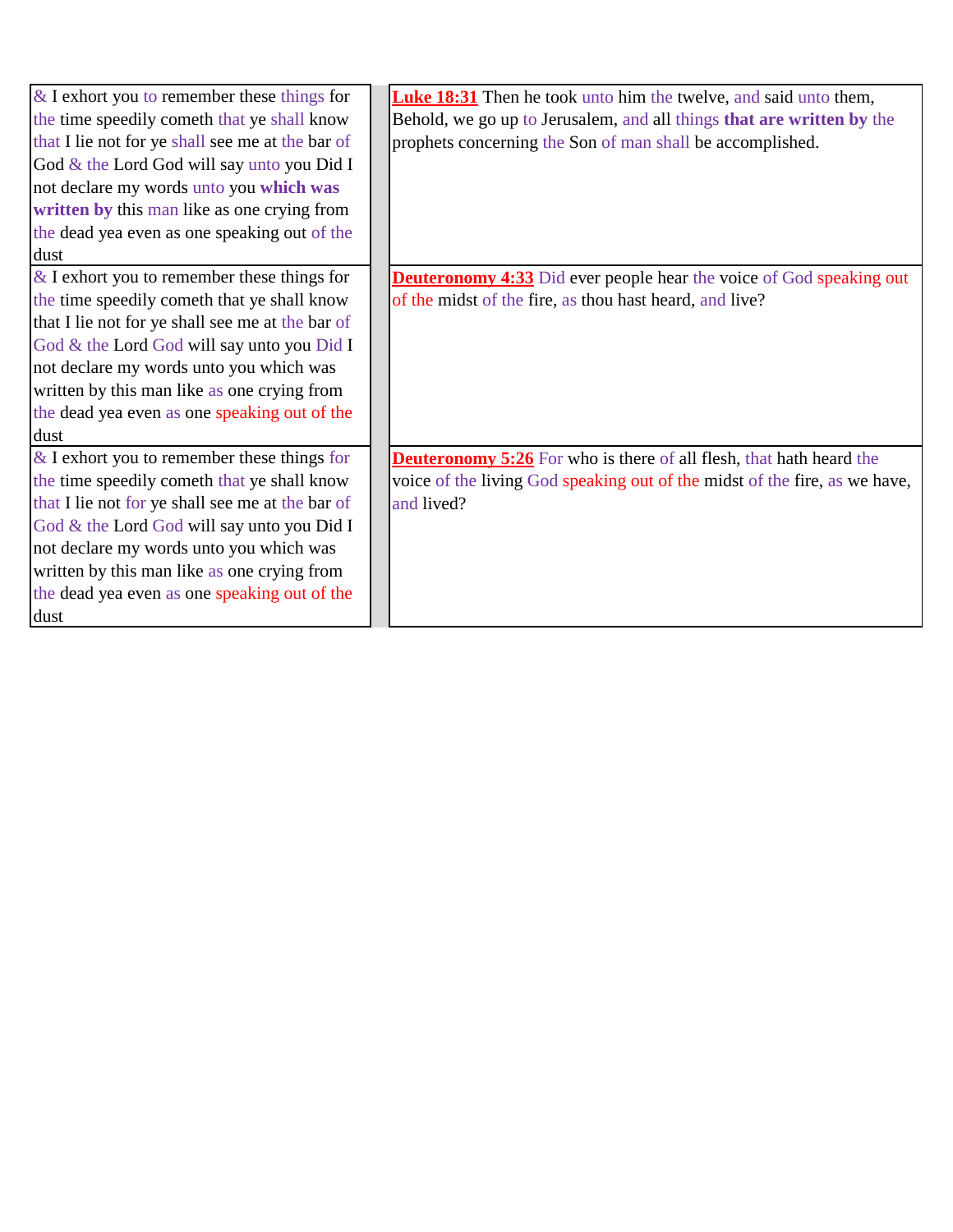| | |
|---|---|
| & I exhort you to remember these things for the time speedily cometh that ye shall know that I lie not for ye shall see me at the bar of God & the Lord God will say unto you Did I not declare my words unto you **which was written by** this man like as one crying from the dead yea even as one speaking out of the dust | **Luke 18:31** Then he took unto him the twelve, and said unto them, Behold, we go up to Jerusalem, and all things **that are written by** the prophets concerning the Son of man shall be accomplished. |
| & I exhort you to remember these things for the time speedily cometh that ye shall know that I lie not for ye shall see me at the bar of God & the Lord God will say unto you Did I not declare my words unto you which was written by this man like as one crying from the dead yea even as one speaking out of the dust | **Deuteronomy 4:33** Did ever people hear the voice of God speaking out of the midst of the fire, as thou hast heard, and live? |
| & I exhort you to remember these things for the time speedily cometh that ye shall know that I lie not for ye shall see me at the bar of God & the Lord God will say unto you Did I not declare my words unto you which was written by this man like as one crying from the dead yea even as one speaking out of the dust | **Deuteronomy 5:26** For who is there of all flesh, that hath heard the voice of the living God speaking out of the midst of the fire, as we have, and lived? |